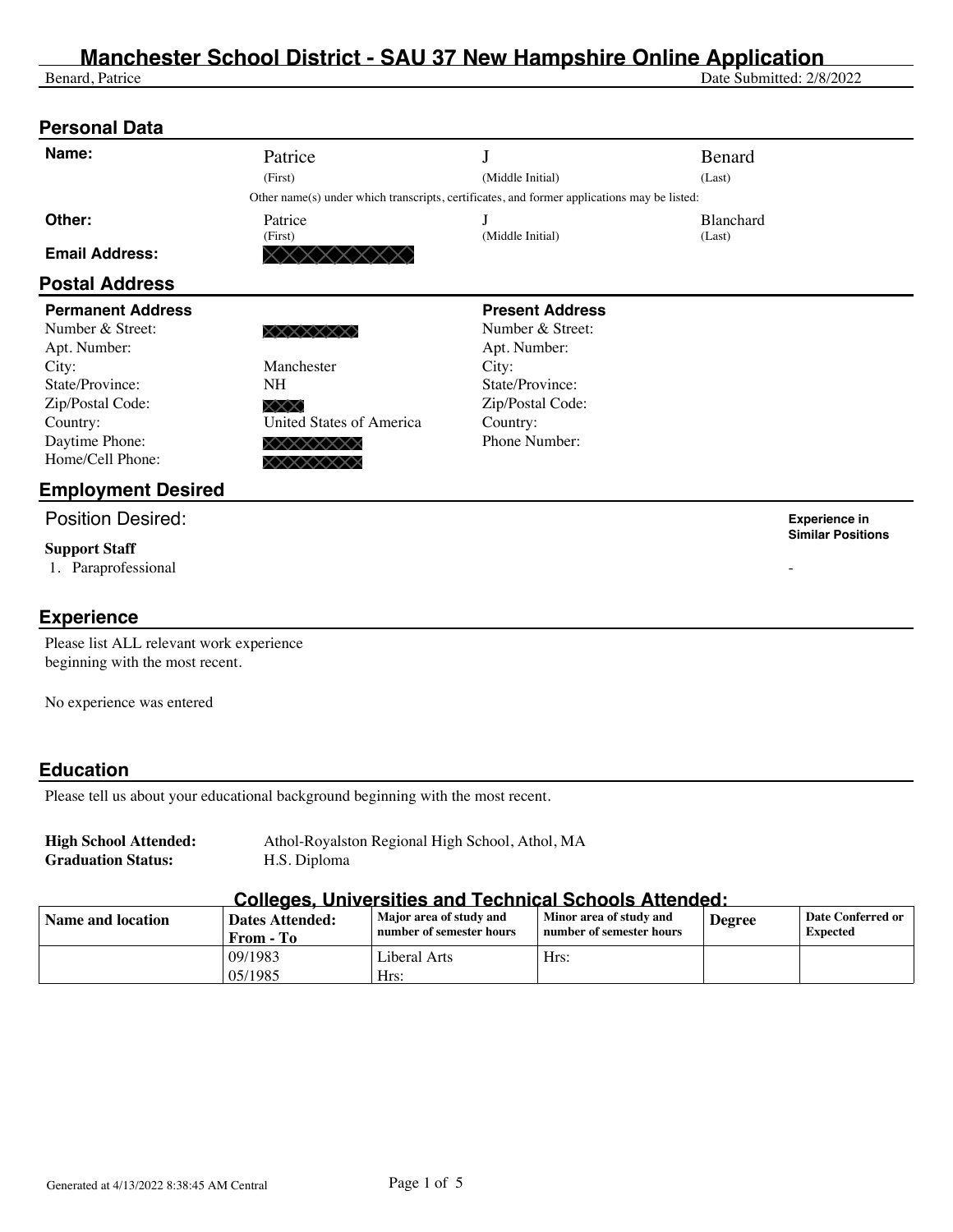# Manchester School District - SAU 37 New Hampshire Online Application

Benard, Patrice — Date Submitted: 2/8/2022

## Personal Data

| | | | |
|---|---|---|---|
| **Name:** | Patrice | J | Benard |
| | (First) | (Middle Initial) | (Last) |

Other name(s) under which transcripts, certificates, and former applications may be listed:

| | | | |
|---|---|---|---|
| **Other:** | Patrice | J | Blanchard |
| | (First) | (Middle Initial) | (Last) |

**Email Address:** XXXXXXXXXX

## Postal Address

| **Permanent Address** | | **Present Address** | |
|---|---|---|---|
| Number & Street: | XXXXXXXX | Number & Street: | |
| Apt. Number: | | Apt. Number: | |
| City: | Manchester | City: | |
| State/Province: | NH | State/Province: | |
| Zip/Postal Code: | XXXX | Zip/Postal Code: | |
| Country: | United States of America | Country: | |
| Daytime Phone: | XXXXXXXX | Phone Number: | |
| Home/Cell Phone: | XXXXXXXX | | |

## Employment Desired

| Position Desired: | Experience in Similar Positions |
|---|---|
| **Support Staff** | |
| 1. Paraprofessional | - |

## Experience

Please list ALL relevant work experience beginning with the most recent.

No experience was entered

## Education

Please tell us about your educational background beginning with the most recent.

**High School Attended:** Athol-Royalston Regional High School, Athol, MA

**Graduation Status:** H.S. Diploma

### Colleges, Universities and Technical Schools Attended:

| Name and location | Dates Attended: From - To | Major area of study and number of semester hours | Minor area of study and number of semester hours | Degree | Date Conferred or Expected |
|---|---|---|---|---|---|
| | 09/1983<br>05/1985 | Liberal Arts<br>Hrs: | Hrs: | | |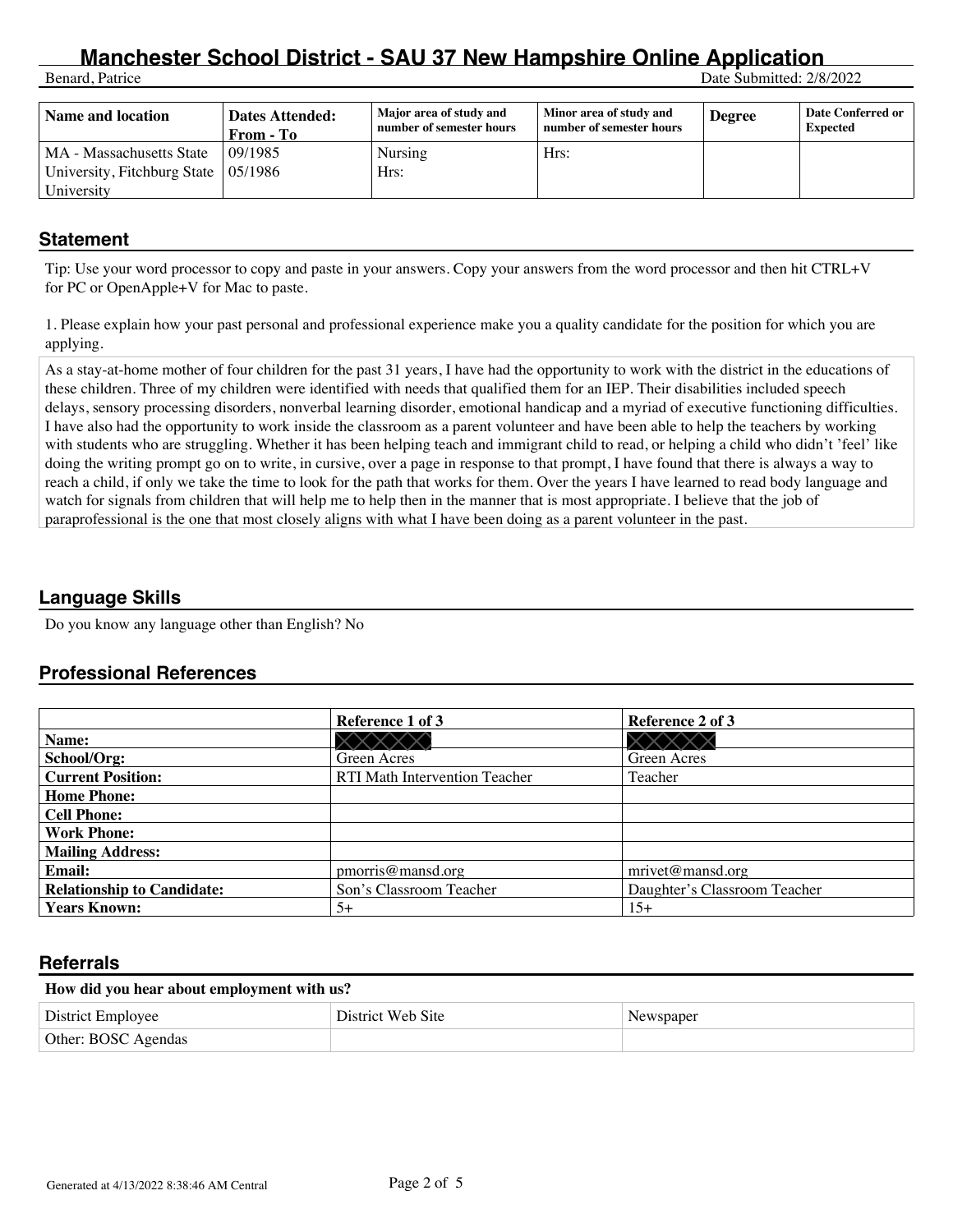| Name and location | Dates Attended: From - To | Major area of study and number of semester hours | Minor area of study and number of semester hours | Degree | Date Conferred or Expected |
|---|---|---|---|---|---|
| MA - Massachusetts State University, Fitchburg State University | 09/1985 05/1986 | Nursing Hrs: | Hrs: | | |

## Statement

Tip: Use your word processor to copy and paste in your answers. Copy your answers from the word processor and then hit CTRL+V for PC or OpenApple+V for Mac to paste.

1. Please explain how your past personal and professional experience make you a quality candidate for the position for which you are applying.

As a stay-at-home mother of four children for the past 31 years, I have had the opportunity to work with the district in the educations of these children. Three of my children were identified with needs that qualified them for an IEP. Their disabilities included speech delays, sensory processing disorders, nonverbal learning disorder, emotional handicap and a myriad of executive functioning difficulties. I have also had the opportunity to work inside the classroom as a parent volunteer and have been able to help the teachers by working with students who are struggling. Whether it has been helping teach and immigrant child to read, or helping a child who didn't 'feel' like doing the writing prompt go on to write, in cursive, over a page in response to that prompt, I have found that there is always a way to reach a child, if only we take the time to look for the path that works for them. Over the years I have learned to read body language and watch for signals from children that will help me to help then in the manner that is most appropriate. I believe that the job of paraprofessional is the one that most closely aligns with what I have been doing as a parent volunteer in the past.

## Language Skills

Do you know any language other than English? No

## Professional References

| | Reference 1 of 3 | Reference 2 of 3 |
|---|---|---|
| **Name:** | XXXXX | XXXXX |
| **School/Org:** | Green Acres | Green Acres |
| **Current Position:** | RTI Math Intervention Teacher | Teacher |
| **Home Phone:** | | |
| **Cell Phone:** | | |
| **Work Phone:** | | |
| **Mailing Address:** | | |
| **Email:** | pmorris@mansd.org | mrivet@mansd.org |
| **Relationship to Candidate:** | Son's Classroom Teacher | Daughter's Classroom Teacher |
| **Years Known:** | 5+ | 15+ |

## Referrals

| How did you hear about employment with us? | | |
|---|---|---|
| District Employee | District Web Site | Newspaper |
| Other: BOSC Agendas | | |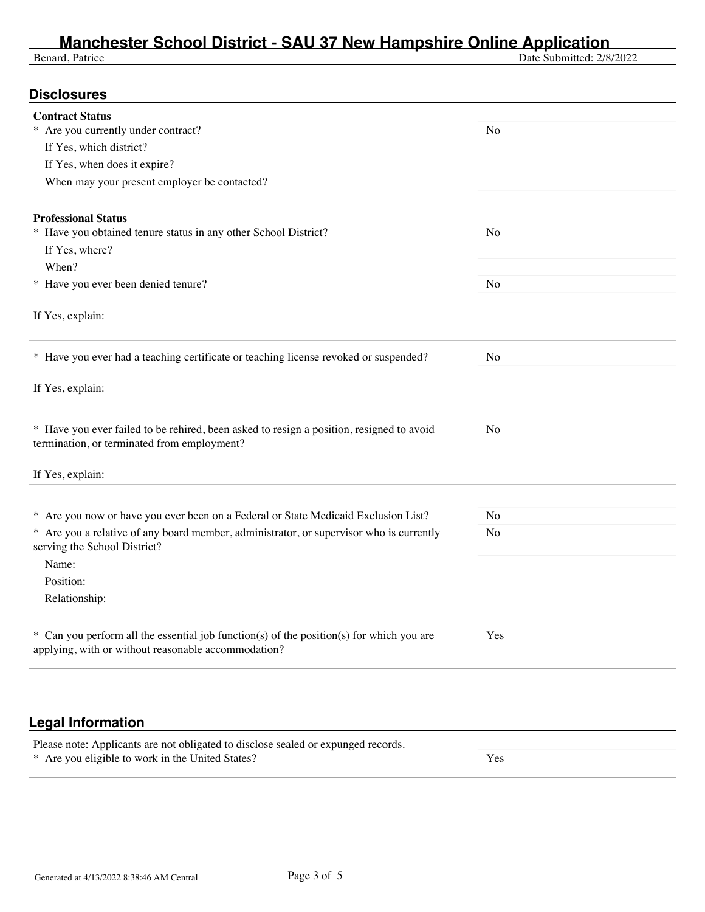## Disclosures

**Contract Status**

| Question | Answer |
|---|---|
| * Are you currently under contract? | No |
| If Yes, which district? | |
| If Yes, when does it expire? | |
| When may your present employer be contacted? | |

**Professional Status**

| Question | Answer |
|---|---|
| * Have you obtained tenure status in any other School District? | No |
| If Yes, where? | |
| When? | |
| * Have you ever been denied tenure? | No |

If Yes, explain:

| Question | Answer |
|---|---|
| * Have you ever had a teaching certificate or teaching license revoked or suspended? | No |

If Yes, explain:

| Question | Answer |
|---|---|
| * Have you ever failed to be rehired, been asked to resign a position, resigned to avoid termination, or terminated from employment? | No |

If Yes, explain:

| Question | Answer |
|---|---|
| * Are you now or have you ever been on a Federal or State Medicaid Exclusion List? | No |
| * Are you a relative of any board member, administrator, or supervisor who is currently serving the School District? | No |
| Name: | |
| Position: | |
| Relationship: | |

| Question | Answer |
|---|---|
| * Can you perform all the essential job function(s) of the position(s) for which you are applying, with or without reasonable accommodation? | Yes |

## Legal Information

Please note: Applicants are not obligated to disclose sealed or expunged records.

| Question | Answer |
|---|---|
| * Are you eligible to work in the United States? | Yes |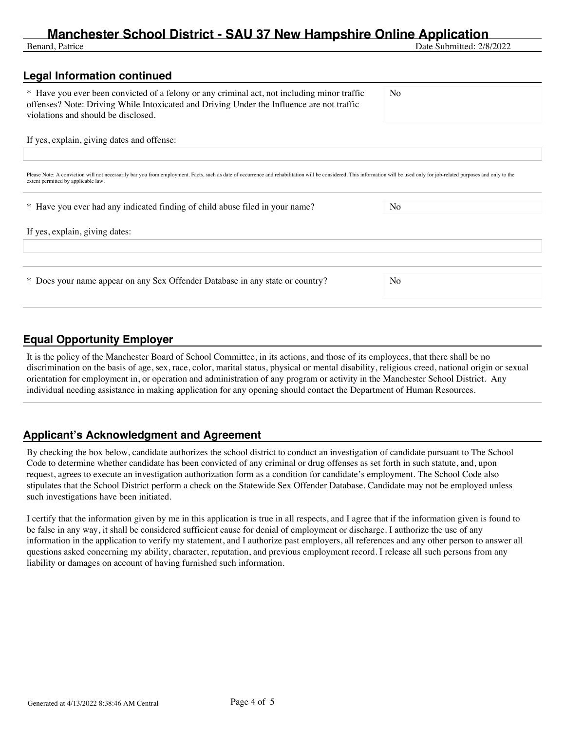## Legal Information continued

| Question | Answer |
|---|---|
| * Have you ever been convicted of a felony or any criminal act, not including minor traffic offenses? Note: Driving While Intoxicated and Driving Under the Influence are not traffic violations and should be disclosed. | No |

If yes, explain, giving dates and offense:

Please Note: A conviction will not necessarily bar you from employment. Facts, such as date of occurrence and rehabilitation will be considered. This information will be used only for job-related purposes and only to the extent permitted by applicable law.

| Question | Answer |
|---|---|
| * Have you ever had any indicated finding of child abuse filed in your name? | No |

If yes, explain, giving dates:

| Question | Answer |
|---|---|
| * Does your name appear on any Sex Offender Database in any state or country? | No |

## Equal Opportunity Employer

It is the policy of the Manchester Board of School Committee, in its actions, and those of its employees, that there shall be no discrimination on the basis of age, sex, race, color, marital status, physical or mental disability, religious creed, national origin or sexual orientation for employment in, or operation and administration of any program or activity in the Manchester School District. Any individual needing assistance in making application for any opening should contact the Department of Human Resources.

## Applicant's Acknowledgment and Agreement

By checking the box below, candidate authorizes the school district to conduct an investigation of candidate pursuant to The School Code to determine whether candidate has been convicted of any criminal or drug offenses as set forth in such statute, and, upon request, agrees to execute an investigation authorization form as a condition for candidate's employment. The School Code also stipulates that the School District perform a check on the Statewide Sex Offender Database. Candidate may not be employed unless such investigations have been initiated.

I certify that the information given by me in this application is true in all respects, and I agree that if the information given is found to be false in any way, it shall be considered sufficient cause for denial of employment or discharge. I authorize the use of any information in the application to verify my statement, and I authorize past employers, all references and any other person to answer all questions asked concerning my ability, character, reputation, and previous employment record. I release all such persons from any liability or damages on account of having furnished such information.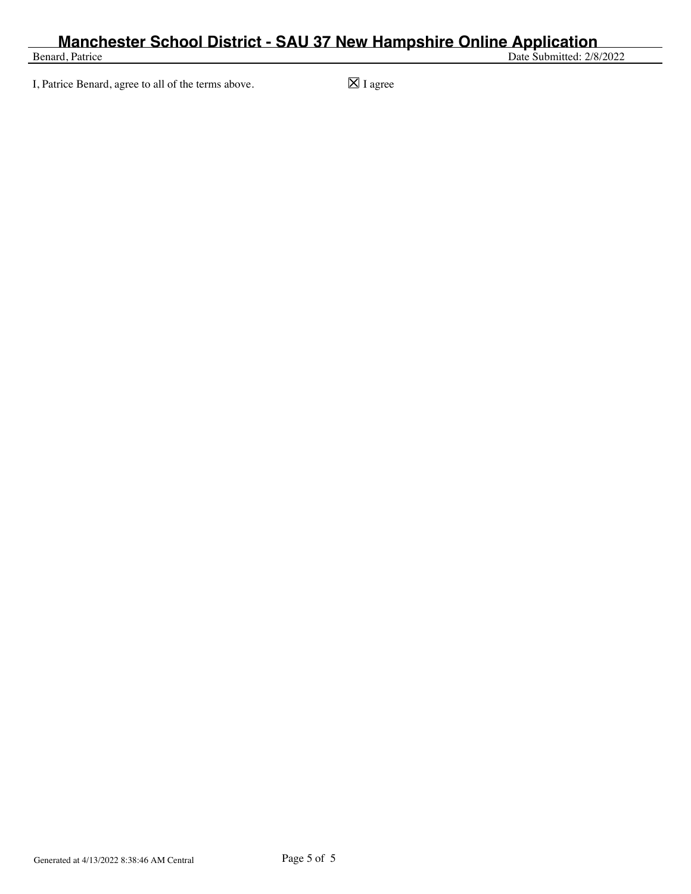I, Patrice Benard, agree to all of the terms above. ☒ I agree